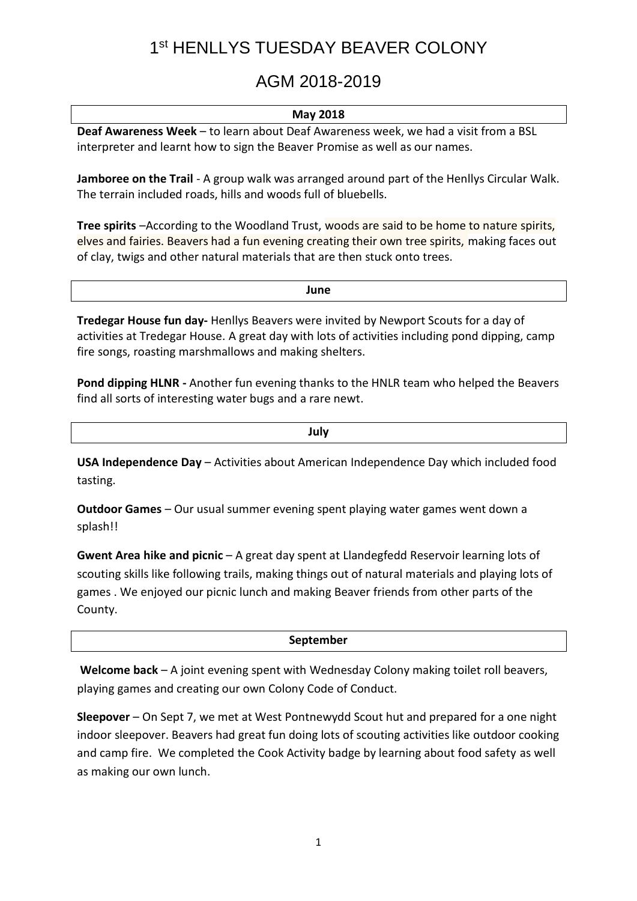# 1st HENLLYS TUESDAY BEAVER COLONY

# AGM 2018-2019

## May 2018

**Deaf Awareness Week** – to learn about Deaf Awareness week, we had a visit from a BSL interpreter and learnt how to sign the Beaver Promise as well as our names.

**Jamboree on the Trail** - A group walk was arranged around part of the Henllys Circular Walk. The terrain included roads, hills and woods full of bluebells.

**Tree spirits** –According to the Woodland Trust, woods are said to be home to nature spirits, elves and fairies. Beavers had a fun evening creating their own tree spirits, making faces out of clay, twigs and other natural materials that are then stuck onto trees.

## June

**Tredegar House fun day-** Henllys Beavers were invited by Newport Scouts for a day of activities at Tredegar House. A great day with lots of activities including pond dipping, camp fire songs, roasting marshmallows and making shelters.

**Pond dipping HLNR -** Another fun evening thanks to the HNLR team who helped the Beavers find all sorts of interesting water bugs and a rare newt.

## July

**USA Independence Day** – Activities about American Independence Day which included food tasting.

**Outdoor Games** – Our usual summer evening spent playing water games went down a splash!!

**Gwent Area hike and picnic** – A great day spent at Llandegfedd Reservoir learning lots of scouting skills like following trails, making things out of natural materials and playing lots of games . We enjoyed our picnic lunch and making Beaver friends from other parts of the County.

## September

**Welcome back** – A joint evening spent with Wednesday Colony making toilet roll beavers, playing games and creating our own Colony Code of Conduct.

**Sleepover** – On Sept 7, we met at West Pontnewydd Scout hut and prepared for a one night indoor sleepover. Beavers had great fun doing lots of scouting activities like outdoor cooking and camp fire. We completed the Cook Activity badge by learning about food safety as well as making our own lunch.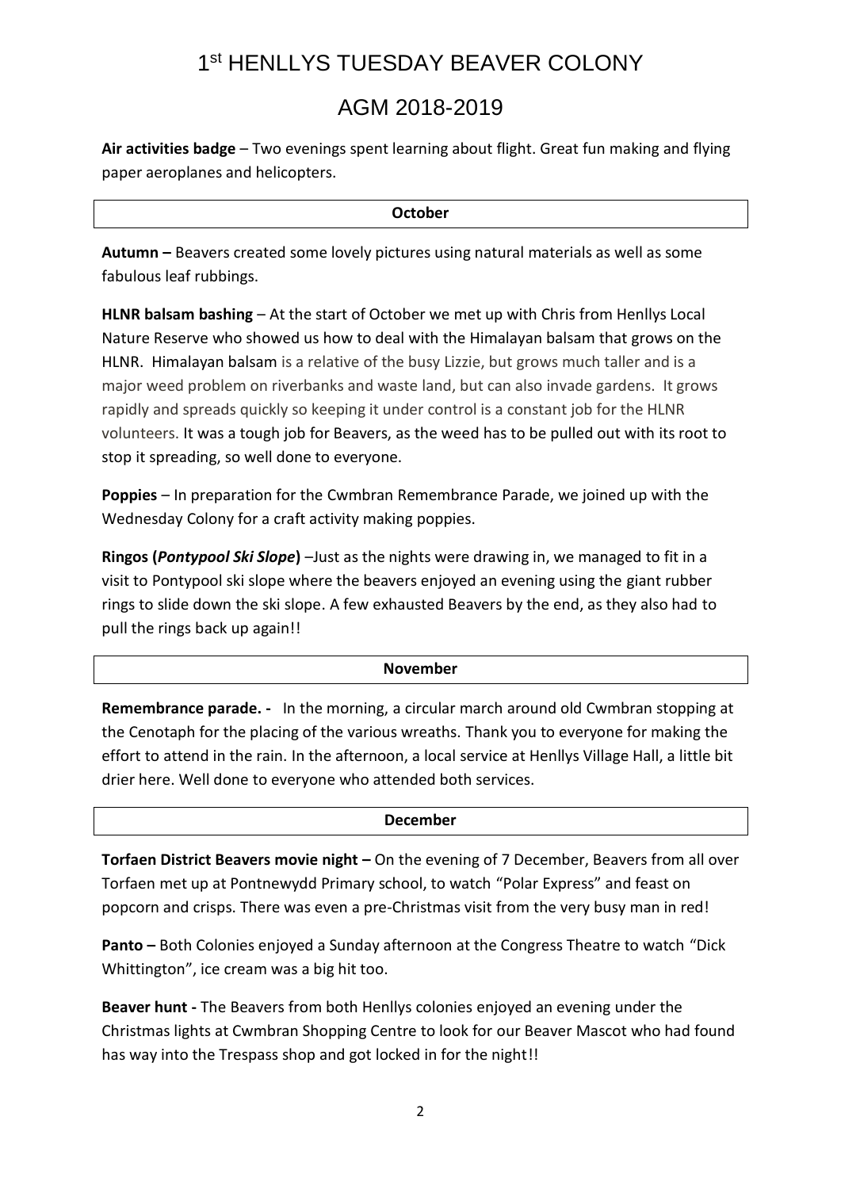# 1st HENLLYS TUESDAY BEAVER COLONY

## AGM 2018-2019

**Air activities badge** – Two evenings spent learning about flight. Great fun making and flying paper aeroplanes and helicopters.

**October**

**Autumn –** Beavers created some lovely pictures using natural materials as well as some fabulous leaf rubbings.

**HLNR balsam bashing** – At the start of October we met up with Chris from Henllys Local Nature Reserve who showed us how to deal with the Himalayan balsam that grows on the HLNR. Himalayan balsam is a relative of the busy Lizzie, but grows much taller and is a major weed problem on riverbanks and waste land, but can also invade gardens. It grows rapidly and spreads quickly so keeping it under control is a constant job for the HLNR volunteers. It was a tough job for Beavers, as the weed has to be pulled out with its root to stop it spreading, so well done to everyone.

**Poppies** – In preparation for the Cwmbran Remembrance Parade, we joined up with the Wednesday Colony for a craft activity making poppies.

**Ringos (*Pontypool Ski Slope*)** –Just as the nights were drawing in, we managed to fit in a visit to Pontypool ski slope where the beavers enjoyed an evening using the giant rubber rings to slide down the ski slope. A few exhausted Beavers by the end, as they also had to pull the rings back up again!!

**November**

**Remembrance parade. -** In the morning, a circular march around old Cwmbran stopping at the Cenotaph for the placing of the various wreaths. Thank you to everyone for making the effort to attend in the rain. In the afternoon, a local service at Henllys Village Hall, a little bit drier here. Well done to everyone who attended both services.

**December**

**Torfaen District Beavers movie night –** On the evening of 7 December, Beavers from all over Torfaen met up at Pontnewydd Primary school, to watch "Polar Express" and feast on popcorn and crisps. There was even a pre-Christmas visit from the very busy man in red!

**Panto –** Both Colonies enjoyed a Sunday afternoon at the Congress Theatre to watch "Dick Whittington", ice cream was a big hit too.

**Beaver hunt -** The Beavers from both Henllys colonies enjoyed an evening under the Christmas lights at Cwmbran Shopping Centre to look for our Beaver Mascot who had found has way into the Trespass shop and got locked in for the night!!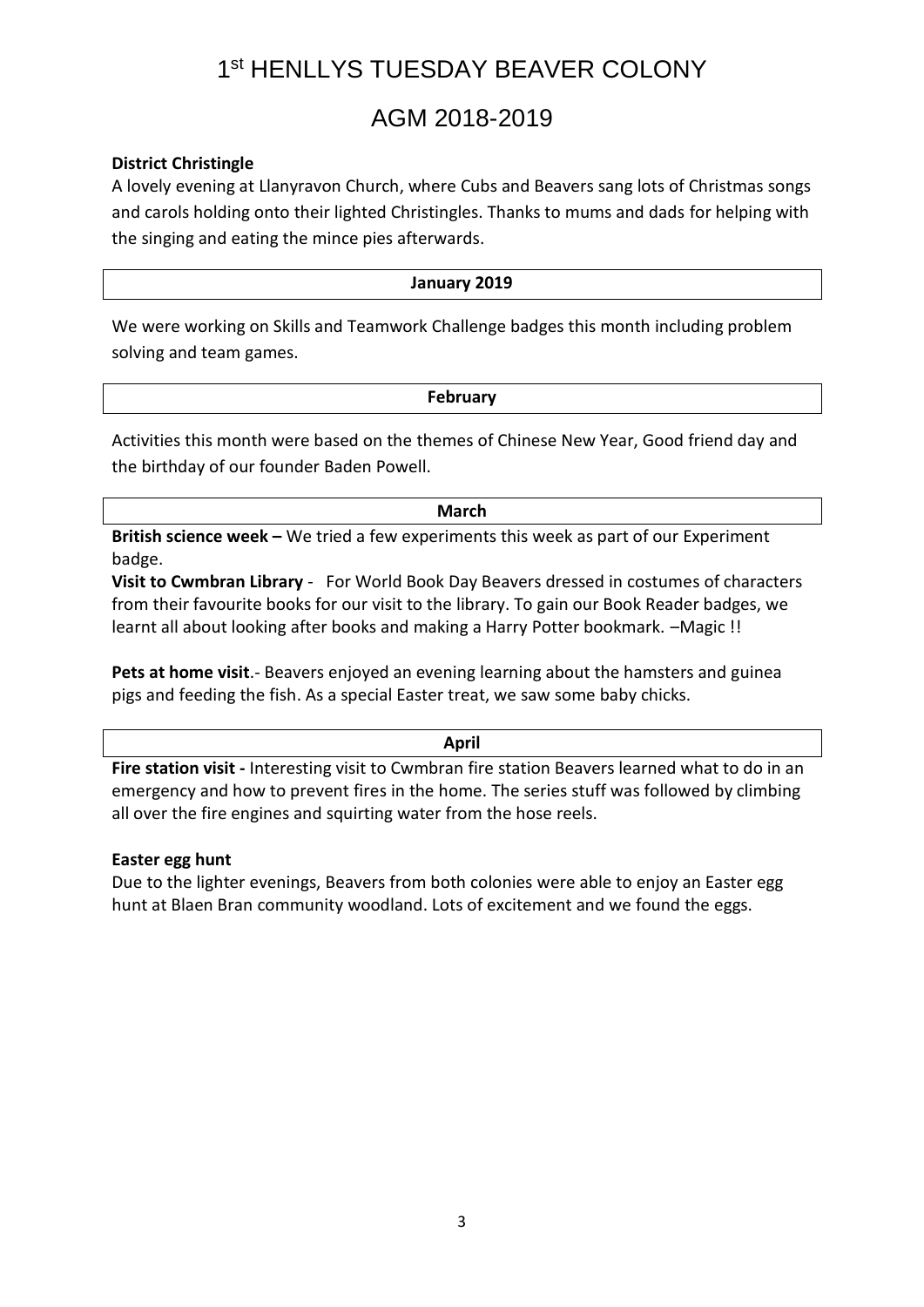# 1st HENLLYS TUESDAY BEAVER COLONY

## AGM 2018-2019

**District Christingle**

A lovely evening at Llanyravon Church, where Cubs and Beavers sang lots of Christmas songs and carols holding onto their lighted Christingles. Thanks to mums and dads for helping with the singing and eating the mince pies afterwards.

### January 2019

We were working on Skills and Teamwork Challenge badges this month including problem solving and team games.

### February

Activities this month were based on the themes of Chinese New Year, Good friend day and the birthday of our founder Baden Powell.

### March

**British science week –** We tried a few experiments this week as part of our Experiment badge.

**Visit to Cwmbran Library** - For World Book Day Beavers dressed in costumes of characters from their favourite books for our visit to the library. To gain our Book Reader badges, we learnt all about looking after books and making a Harry Potter bookmark. –Magic !!

**Pets at home visit**.- Beavers enjoyed an evening learning about the hamsters and guinea pigs and feeding the fish. As a special Easter treat, we saw some baby chicks.

### April

**Fire station visit -** Interesting visit to Cwmbran fire station Beavers learned what to do in an emergency and how to prevent fires in the home. The series stuff was followed by climbing all over the fire engines and squirting water from the hose reels.

**Easter egg hunt**

Due to the lighter evenings, Beavers from both colonies were able to enjoy an Easter egg hunt at Blaen Bran community woodland. Lots of excitement and we found the eggs.